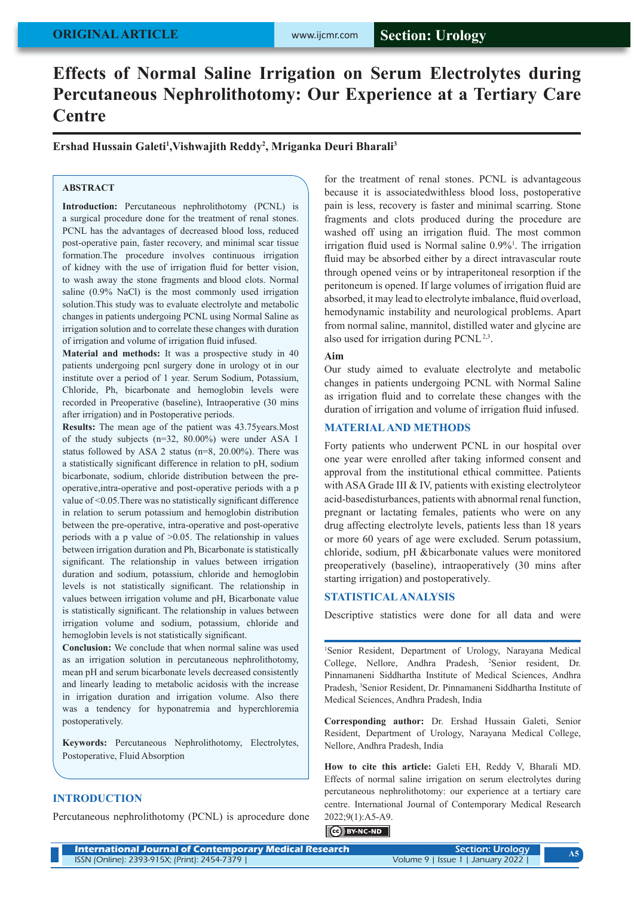# Effects of Normal Saline Irrigation on Serum Electrolytes during Percutaneous Nephrolithotomy: Our Experience at a Tertiary Care Centre

**Ershad Hussain Galeti[1], Vishwajith Reddy[2], Mriganka Deuri Bharali[3]**

## ABSTRACT

**Introduction:** Percutaneous nephrolithotomy (PCNL) is a surgical procedure done for the treatment of renal stones. PCNL has the advantages of decreased blood loss, reduced post-operative pain, faster recovery, and minimal scar tissue formation.The procedure involves continuous irrigation of kidney with the use of irrigation fluid for better vision, to wash away the stone fragments and blood clots. Normal saline (0.9% NaCl) is the most commonly used irrigation solution.This study was to evaluate electrolyte and metabolic changes in patients undergoing PCNL using Normal Saline as irrigation solution and to correlate these changes with duration of irrigation and volume of irrigation fluid infused.

**Material and methods:** It was a prospective study in 40 patients undergoing pcnl surgery done in urology ot in our institute over a period of 1 year. Serum Sodium, Potassium, Chloride, Ph, bicarbonate and hemoglobin levels were recorded in Preoperative (baseline), Intraoperative (30 mins after irrigation) and in Postoperative periods.

**Results:** The mean age of the patient was 43.75years.Most of the study subjects (n=32, 80.00%) were under ASA 1 status followed by ASA 2 status (n=8, 20.00%). There was a statistically significant difference in relation to pH, sodium bicarbonate, sodium, chloride distribution between the pre-operative,intra-operative and post-operative periods with a p value of <0.05.There was no statistically significant difference in relation to serum potassium and hemoglobin distribution between the pre-operative, intra-operative and post-operative periods with a p value of >0.05. The relationship in values between irrigation duration and Ph, Bicarbonate is statistically significant. The relationship in values between irrigation duration and sodium, potassium, chloride and hemoglobin levels is not statistically significant. The relationship in values between irrigation volume and pH, Bicarbonate value is statistically significant. The relationship in values between irrigation volume and sodium, potassium, chloride and hemoglobin levels is not statistically significant.

**Conclusion:** We conclude that when normal saline was used as an irrigation solution in percutaneous nephrolithotomy, mean pH and serum bicarbonate levels decreased consistently and linearly leading to metabolic acidosis with the increase in irrigation duration and irrigation volume. Also there was a tendency for hyponatremia and hyperchloremia postoperatively.

**Keywords:** Percutaneous Nephrolithotomy, Electrolytes, Postoperative, Fluid Absorption

## INTRODUCTION

Percutaneous nephrolithotomy (PCNL) is aprocedure done for the treatment of renal stones. PCNL is advantageous because it is associatedwithless blood loss, postoperative pain is less, recovery is faster and minimal scarring. Stone fragments and clots produced during the procedure are washed off using an irrigation fluid. The most common irrigation fluid used is Normal saline 0.9%[1]. The irrigation fluid may be absorbed either by a direct intravascular route through opened veins or by intraperitoneal resorption if the peritoneum is opened. If large volumes of irrigation fluid are absorbed, it may lead to electrolyte imbalance, fluid overload, hemodynamic instability and neurological problems. Apart from normal saline, mannitol, distilled water and glycine are also used for irrigation during PCNL[2,3].

### Aim

Our study aimed to evaluate electrolyte and metabolic changes in patients undergoing PCNL with Normal Saline as irrigation fluid and to correlate these changes with the duration of irrigation and volume of irrigation fluid infused.

## MATERIAL AND METHODS

Forty patients who underwent PCNL in our hospital over one year were enrolled after taking informed consent and approval from the institutional ethical committee. Patients with ASA Grade III & IV, patients with existing electrolyteor acid-basedisturbances, patients with abnormal renal function, pregnant or lactating females, patients who were on any drug affecting electrolyte levels, patients less than 18 years or more 60 years of age were excluded. Serum potassium, chloride, sodium, pH &bicarbonate values were monitored preoperatively (baseline), intraoperatively (30 mins after starting irrigation) and postoperatively.

## STATISTICAL ANALYSIS

Descriptive statistics were done for all data and were

---

[1]Senior Resident, Department of Urology, Narayana Medical College, Nellore, Andhra Pradesh, [2]Senior resident, Dr. Pinnamaneni Siddhartha Institute of Medical Sciences, Andhra Pradesh, [3]Senior Resident, Dr. Pinnamaneni Siddhartha Institute of Medical Sciences, Andhra Pradesh, India

**Corresponding author:** Dr. Ershad Hussain Galeti, Senior Resident, Department of Urology, Narayana Medical College, Nellore, Andhra Pradesh, India

**How to cite this article:** Galeti EH, Reddy V, Bharali MD. Effects of normal saline irrigation on serum electrolytes during percutaneous nephrolithotomy: our experience at a tertiary care centre. International Journal of Contemporary Medical Research 2022;9(1):A5-A9.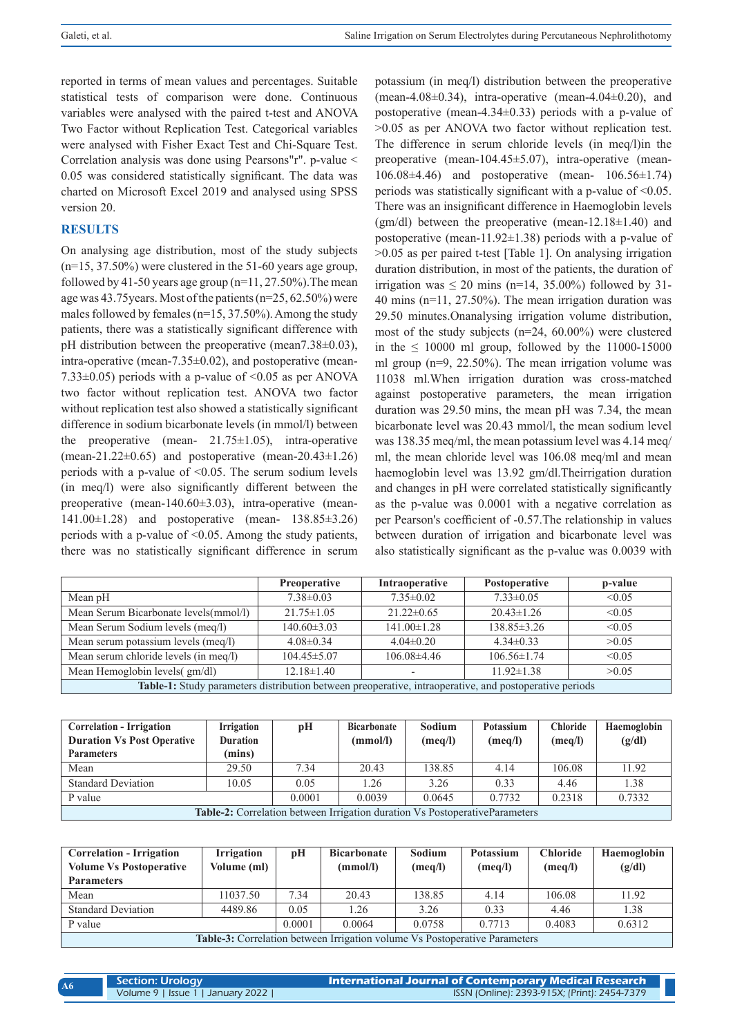reported in terms of mean values and percentages. Suitable statistical tests of comparison were done. Continuous variables were analysed with the paired t-test and ANOVA Two Factor without Replication Test. Categorical variables were analysed with Fisher Exact Test and Chi-Square Test. Correlation analysis was done using Pearsons"r". p-value < 0.05 was considered statistically significant. The data was charted on Microsoft Excel 2019 and analysed using SPSS version 20.

## RESULTS

On analysing age distribution, most of the study subjects (n=15, 37.50%) were clustered in the 51-60 years age group, followed by 41-50 years age group (n=11, 27.50%).The mean age was 43.75years. Most of the patients (n=25, 62.50%) were males followed by females (n=15, 37.50%). Among the study patients, there was a statistically significant difference with pH distribution between the preoperative (mean7.38±0.03), intra-operative (mean-7.35±0.02), and postoperative (mean-7.33±0.05) periods with a p-value of <0.05 as per ANOVA two factor without replication test. ANOVA two factor without replication test also showed a statistically significant difference in sodium bicarbonate levels (in mmol/l) between the preoperative (mean- 21.75±1.05), intra-operative (mean-21.22±0.65) and postoperative (mean-20.43±1.26) periods with a p-value of <0.05. The serum sodium levels (in meq/l) were also significantly different between the preoperative (mean-140.60±3.03), intra-operative (mean-141.00±1.28) and postoperative (mean- 138.85±3.26) periods with a p-value of <0.05. Among the study patients, there was no statistically significant difference in serum potassium (in meq/l) distribution between the preoperative (mean-4.08±0.34), intra-operative (mean-4.04±0.20), and postoperative (mean-4.34±0.33) periods with a p-value of >0.05 as per ANOVA two factor without replication test. The difference in serum chloride levels (in meq/l)in the preoperative (mean-104.45±5.07), intra-operative (mean-106.08±4.46) and postoperative (mean- 106.56±1.74) periods was statistically significant with a p-value of <0.05. There was an insignificant difference in Haemoglobin levels (gm/dl) between the preoperative (mean-12.18±1.40) and postoperative (mean-11.92±1.38) periods with a p-value of >0.05 as per paired t-test [Table 1]. On analysing irrigation duration distribution, in most of the patients, the duration of irrigation was ≤ 20 mins (n=14, 35.00%) followed by 31-40 mins (n=11, 27.50%). The mean irrigation duration was 29.50 minutes.Onanalysing irrigation volume distribution, most of the study subjects (n=24, 60.00%) were clustered in the ≤ 10000 ml group, followed by the 11000-15000 ml group (n=9, 22.50%). The mean irrigation volume was 11038 ml.When irrigation duration was cross-matched against postoperative parameters, the mean irrigation duration was 29.50 mins, the mean pH was 7.34, the mean bicarbonate level was 20.43 mmol/l, the mean sodium level was 138.35 meq/ml, the mean potassium level was 4.14 meq/ml, the mean chloride level was 106.08 meq/ml and mean haemoglobin level was 13.92 gm/dl.Theirrigation duration and changes in pH were correlated statistically significantly as the p-value was 0.0001 with a negative correlation as per Pearson's coefficient of -0.57.The relationship in values between duration of irrigation and bicarbonate level was also statistically significant as the p-value was 0.0039 with

| | Preoperative | Intraoperative | Postoperative | p-value |
|---|---|---|---|---|
| Mean pH | 7.38±0.03 | 7.35±0.02 | 7.33±0.05 | <0.05 |
| Mean Serum Bicarbonate levels(mmol/l) | 21.75±1.05 | 21.22±0.65 | 20.43±1.26 | <0.05 |
| Mean Serum Sodium levels (meq/l) | 140.60±3.03 | 141.00±1.28 | 138.85±3.26 | <0.05 |
| Mean serum potassium levels (meq/l) | 4.08±0.34 | 4.04±0.20 | 4.34±0.33 | >0.05 |
| Mean serum chloride levels (in meq/l) | 104.45±5.07 | 106.08±4.46 | 106.56±1.74 | <0.05 |
| Mean Hemoglobin levels( gm/dl) | 12.18±1.40 | - | 11.92±1.38 | >0.05 |

**Table-1:** Study parameters distribution between preoperative, intraoperative, and postoperative periods

| Correlation - Irrigation Duration Vs Post Operative Parameters | Irrigation Duration (mins) | pH | Bicarbonate (mmol/l) | Sodium (meq/l) | Potassium (meq/l) | Chloride (meq/l) | Haemoglobin (g/dl) |
|---|---|---|---|---|---|---|---|
| Mean | 29.50 | 7.34 | 20.43 | 138.85 | 4.14 | 106.08 | 11.92 |
| Standard Deviation | 10.05 | 0.05 | 1.26 | 3.26 | 0.33 | 4.46 | 1.38 |
| P value | | 0.0001 | 0.0039 | 0.0645 | 0.7732 | 0.2318 | 0.7332 |

**Table-2:** Correlation between Irrigation duration Vs PostoperativeParameters

| Correlation - Irrigation Volume Vs Postoperative Parameters | Irrigation Volume (ml) | pH | Bicarbonate (mmol/l) | Sodium (meq/l) | Potassium (meq/l) | Chloride (meq/l) | Haemoglobin (g/dl) |
|---|---|---|---|---|---|---|---|
| Mean | 11037.50 | 7.34 | 20.43 | 138.85 | 4.14 | 106.08 | 11.92 |
| Standard Deviation | 4489.86 | 0.05 | 1.26 | 3.26 | 0.33 | 4.46 | 1.38 |
| P value | | 0.0001 | 0.0064 | 0.0758 | 0.7713 | 0.4083 | 0.6312 |

**Table-3:** Correlation between Irrigation volume Vs Postoperative Parameters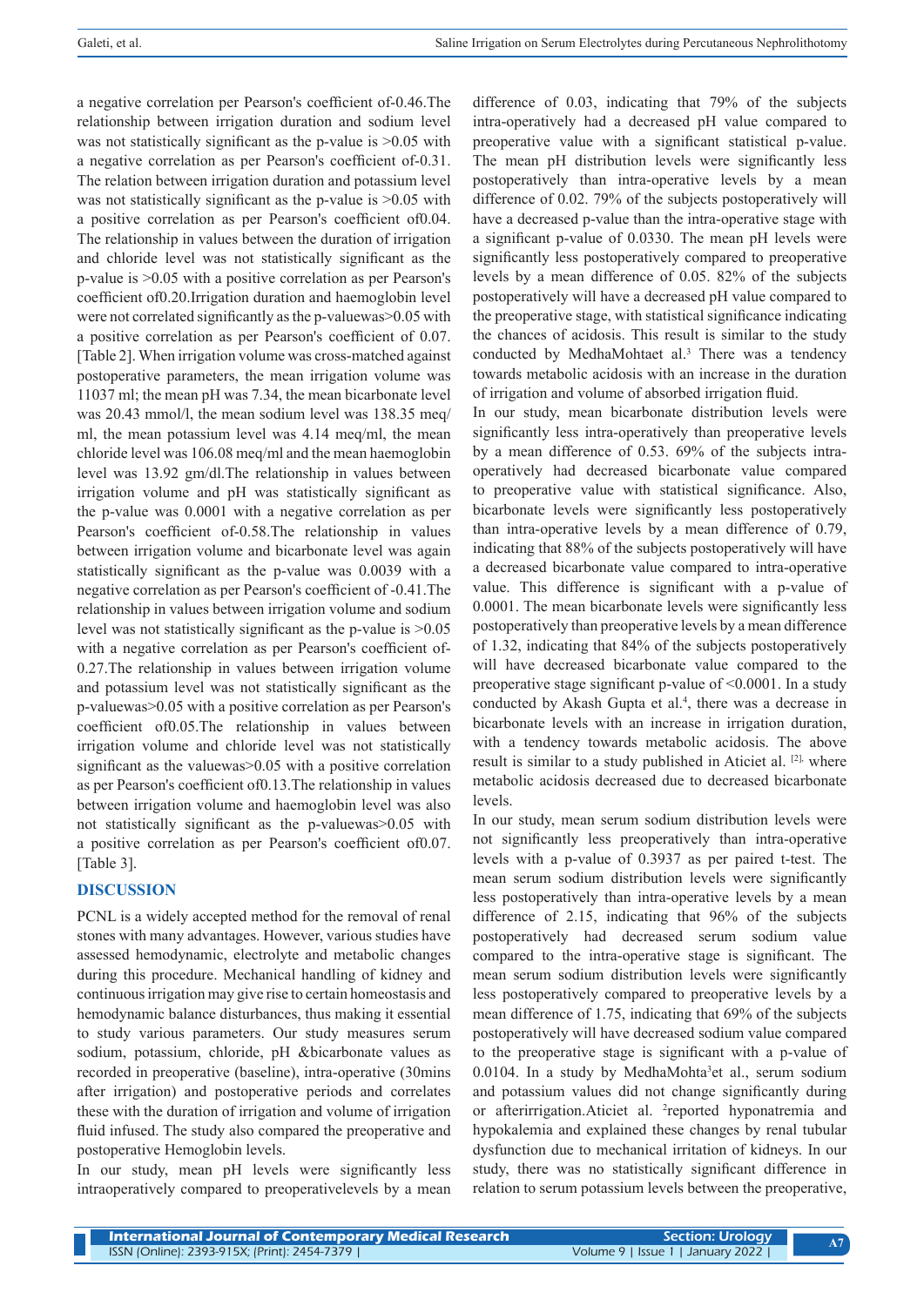a negative correlation per Pearson's coefficient of-0.46.The relationship between irrigation duration and sodium level was not statistically significant as the p-value is >0.05 with a negative correlation as per Pearson's coefficient of-0.31. The relation between irrigation duration and potassium level was not statistically significant as the p-value is >0.05 with a positive correlation as per Pearson's coefficient of0.04. The relationship in values between the duration of irrigation and chloride level was not statistically significant as the p-value is >0.05 with a positive correlation as per Pearson's coefficient of0.20.Irrigation duration and haemoglobin level were not correlated significantly as the p-valuewas>0.05 with a positive correlation as per Pearson's coefficient of 0.07. [Table 2]. When irrigation volume was cross-matched against postoperative parameters, the mean irrigation volume was 11037 ml; the mean pH was 7.34, the mean bicarbonate level was 20.43 mmol/l, the mean sodium level was 138.35 meq/ml, the mean potassium level was 4.14 meq/ml, the mean chloride level was 106.08 meq/ml and the mean haemoglobin level was 13.92 gm/dl.The relationship in values between irrigation volume and pH was statistically significant as the p-value was 0.0001 with a negative correlation as per Pearson's coefficient of-0.58.The relationship in values between irrigation volume and bicarbonate level was again statistically significant as the p-value was 0.0039 with a negative correlation as per Pearson's coefficient of -0.41.The relationship in values between irrigation volume and sodium level was not statistically significant as the p-value is >0.05 with a negative correlation as per Pearson's coefficient of-0.27.The relationship in values between irrigation volume and potassium level was not statistically significant as the p-valuewas>0.05 with a positive correlation as per Pearson's coefficient of0.05.The relationship in values between irrigation volume and chloride level was not statistically significant as the valuewas>0.05 with a positive correlation as per Pearson's coefficient of0.13.The relationship in values between irrigation volume and haemoglobin level was also not statistically significant as the p-valuewas>0.05 with a positive correlation as per Pearson's coefficient of0.07. [Table 3].

## DISCUSSION

PCNL is a widely accepted method for the removal of renal stones with many advantages. However, various studies have assessed hemodynamic, electrolyte and metabolic changes during this procedure. Mechanical handling of kidney and continuous irrigation may give rise to certain homeostasis and hemodynamic balance disturbances, thus making it essential to study various parameters. Our study measures serum sodium, potassium, chloride, pH &bicarbonate values as recorded in preoperative (baseline), intra-operative (30mins after irrigation) and postoperative periods and correlates these with the duration of irrigation and volume of irrigation fluid infused. The study also compared the preoperative and postoperative Hemoglobin levels.

In our study, mean pH levels were significantly less intraoperatively compared to preoperativelevels by a mean difference of 0.03, indicating that 79% of the subjects intra-operatively had a decreased pH value compared to preoperative value with a significant statistical p-value. The mean pH distribution levels were significantly less postoperatively than intra-operative levels by a mean difference of 0.02. 79% of the subjects postoperatively will have a decreased p-value than the intra-operative stage with a significant p-value of 0.0330. The mean pH levels were significantly less postoperatively compared to preoperative levels by a mean difference of 0.05. 82% of the subjects postoperatively will have a decreased pH value compared to the preoperative stage, with statistical significance indicating the chances of acidosis. This result is similar to the study conducted by MedhaMohtaet al.[3] There was a tendency towards metabolic acidosis with an increase in the duration of irrigation and volume of absorbed irrigation fluid.

In our study, mean bicarbonate distribution levels were significantly less intra-operatively than preoperative levels by a mean difference of 0.53. 69% of the subjects intra-operatively had decreased bicarbonate value compared to preoperative value with statistical significance. Also, bicarbonate levels were significantly less postoperatively than intra-operative levels by a mean difference of 0.79, indicating that 88% of the subjects postoperatively will have a decreased bicarbonate value compared to intra-operative value. This difference is significant with a p-value of 0.0001. The mean bicarbonate levels were significantly less postoperatively than preoperative levels by a mean difference of 1.32, indicating that 84% of the subjects postoperatively will have decreased bicarbonate value compared to the preoperative stage significant p-value of <0.0001. In a study conducted by Akash Gupta et al.[4], there was a decrease in bicarbonate levels with an increase in irrigation duration, with a tendency towards metabolic acidosis. The above result is similar to a study published in Aticiet al. [2], where metabolic acidosis decreased due to decreased bicarbonate levels.

In our study, mean serum sodium distribution levels were not significantly less preoperatively than intra-operative levels with a p-value of 0.3937 as per paired t-test. The mean serum sodium distribution levels were significantly less postoperatively than intra-operative levels by a mean difference of 2.15, indicating that 96% of the subjects postoperatively had decreased serum sodium value compared to the intra-operative stage is significant. The mean serum sodium distribution levels were significantly less postoperatively compared to preoperative levels by a mean difference of 1.75, indicating that 69% of the subjects postoperatively will have decreased sodium value compared to the preoperative stage is significant with a p-value of 0.0104. In a study by MedhaMohta[3]et al., serum sodium and potassium values did not change significantly during or afterirrigation.Aticiet al. [2]reported hyponatremia and hypokalemia and explained these changes by renal tubular dysfunction due to mechanical irritation of kidneys. In our study, there was no statistically significant difference in relation to serum potassium levels between the preoperative,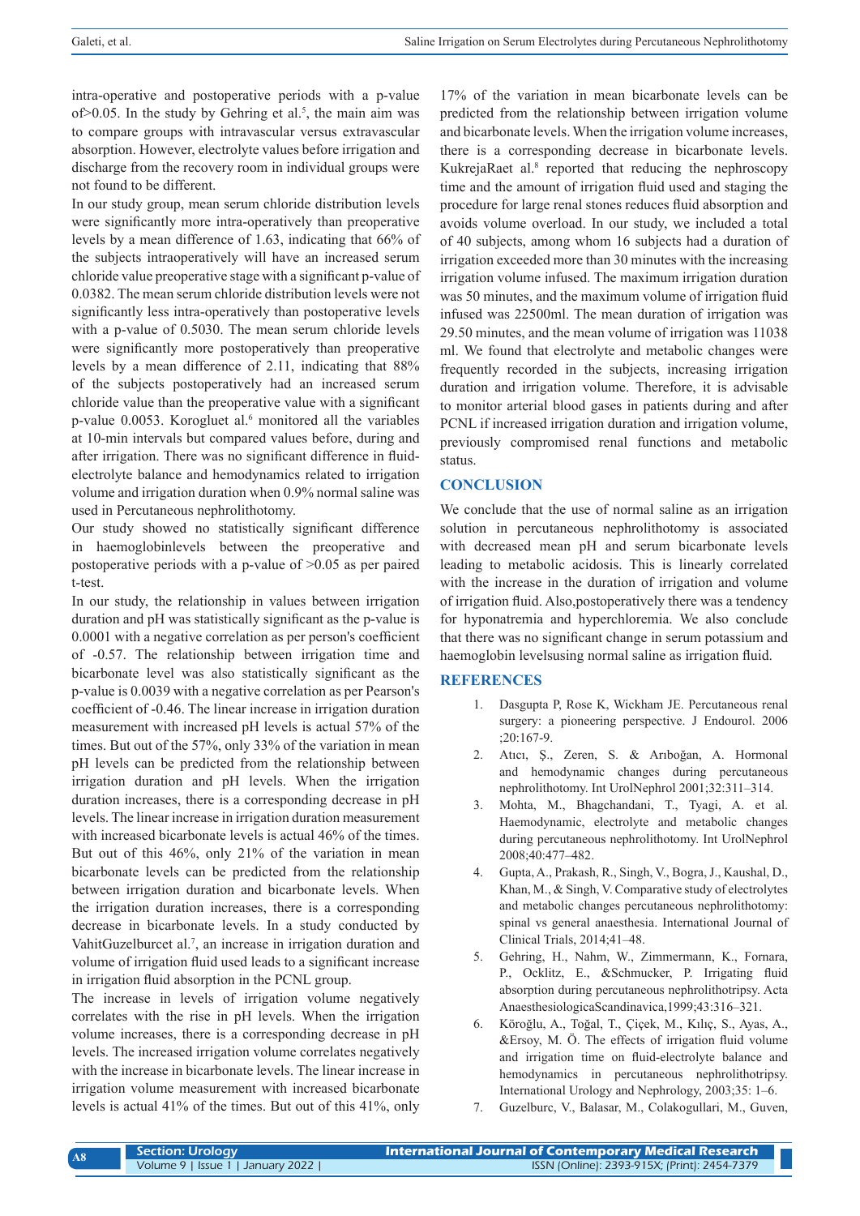intra-operative and postoperative periods with a p-value of>0.05. In the study by Gehring et al.[5], the main aim was to compare groups with intravascular versus extravascular absorption. However, electrolyte values before irrigation and discharge from the recovery room in individual groups were not found to be different.

In our study group, mean serum chloride distribution levels were significantly more intra-operatively than preoperative levels by a mean difference of 1.63, indicating that 66% of the subjects intraoperatively will have an increased serum chloride value preoperative stage with a significant p-value of 0.0382. The mean serum chloride distribution levels were not significantly less intra-operatively than postoperative levels with a p-value of 0.5030. The mean serum chloride levels were significantly more postoperatively than preoperative levels by a mean difference of 2.11, indicating that 88% of the subjects postoperatively had an increased serum chloride value than the preoperative value with a significant p-value 0.0053. Korogluet al.[6] monitored all the variables at 10-min intervals but compared values before, during and after irrigation. There was no significant difference in fluid-electrolyte balance and hemodynamics related to irrigation volume and irrigation duration when 0.9% normal saline was used in Percutaneous nephrolithotomy.

Our study showed no statistically significant difference in haemoglobinlevels between the preoperative and postoperative periods with a p-value of >0.05 as per paired t-test.

In our study, the relationship in values between irrigation duration and pH was statistically significant as the p-value is 0.0001 with a negative correlation as per person's coefficient of -0.57. The relationship between irrigation time and bicarbonate level was also statistically significant as the p-value is 0.0039 with a negative correlation as per Pearson's coefficient of -0.46. The linear increase in irrigation duration measurement with increased pH levels is actual 57% of the times. But out of the 57%, only 33% of the variation in mean pH levels can be predicted from the relationship between irrigation duration and pH levels. When the irrigation duration increases, there is a corresponding decrease in pH levels. The linear increase in irrigation duration measurement with increased bicarbonate levels is actual 46% of the times. But out of this 46%, only 21% of the variation in mean bicarbonate levels can be predicted from the relationship between irrigation duration and bicarbonate levels. When the irrigation duration increases, there is a corresponding decrease in bicarbonate levels. In a study conducted by VahitGuzelburcet al.[7], an increase in irrigation duration and volume of irrigation fluid used leads to a significant increase in irrigation fluid absorption in the PCNL group.

The increase in levels of irrigation volume negatively correlates with the rise in pH levels. When the irrigation volume increases, there is a corresponding decrease in pH levels. The increased irrigation volume correlates negatively with the increase in bicarbonate levels. The linear increase in irrigation volume measurement with increased bicarbonate levels is actual 41% of the times. But out of this 41%, only 17% of the variation in mean bicarbonate levels can be predicted from the relationship between irrigation volume and bicarbonate levels. When the irrigation volume increases, there is a corresponding decrease in bicarbonate levels. KukrejaRaet al.[8] reported that reducing the nephroscopy time and the amount of irrigation fluid used and staging the procedure for large renal stones reduces fluid absorption and avoids volume overload. In our study, we included a total of 40 subjects, among whom 16 subjects had a duration of irrigation exceeded more than 30 minutes with the increasing irrigation volume infused. The maximum irrigation duration was 50 minutes, and the maximum volume of irrigation fluid infused was 22500ml. The mean duration of irrigation was 29.50 minutes, and the mean volume of irrigation was 11038 ml. We found that electrolyte and metabolic changes were frequently recorded in the subjects, increasing irrigation duration and irrigation volume. Therefore, it is advisable to monitor arterial blood gases in patients during and after PCNL if increased irrigation duration and irrigation volume, previously compromised renal functions and metabolic status.

## CONCLUSION

We conclude that the use of normal saline as an irrigation solution in percutaneous nephrolithotomy is associated with decreased mean pH and serum bicarbonate levels leading to metabolic acidosis. This is linearly correlated with the increase in the duration of irrigation and volume of irrigation fluid. Also,postoperatively there was a tendency for hyponatremia and hyperchloremia. We also conclude that there was no significant change in serum potassium and haemoglobin levelsusing normal saline as irrigation fluid.

## REFERENCES

1. Dasgupta P, Rose K, Wickham JE. Percutaneous renal surgery: a pioneering perspective. J Endourol. 2006 ;20:167-9.
2. Atıcı, Ş., Zeren, S. & Arıboğan, A. Hormonal and hemodynamic changes during percutaneous nephrolithotomy. Int UrolNephrol 2001;32:311–314.
3. Mohta, M., Bhagchandani, T., Tyagi, A. et al. Haemodynamic, electrolyte and metabolic changes during percutaneous nephrolithotomy. Int UrolNephrol 2008;40:477–482.
4. Gupta, A., Prakash, R., Singh, V., Bogra, J., Kaushal, D., Khan, M., & Singh, V. Comparative study of electrolytes and metabolic changes percutaneous nephrolithotomy: spinal vs general anaesthesia. International Journal of Clinical Trials, 2014;41–48.
5. Gehring, H., Nahm, W., Zimmermann, K., Fornara, P., Ocklitz, E., &Schmucker, P. Irrigating fluid absorption during percutaneous nephrolithotripsy. Acta AnaesthesiologicaScandinavica,1999;43:316–321.
6. Köroğlu, A., Toğal, T., Çiçek, M., Kılıç, S., Ayas, A., &Ersoy, M. Ö. The effects of irrigation fluid volume and irrigation time on fluid-electrolyte balance and hemodynamics in percutaneous nephrolithotripsy. International Urology and Nephrology, 2003;35: 1–6.
7. Guzelburc, V., Balasar, M., Colakogullari, M., Guven,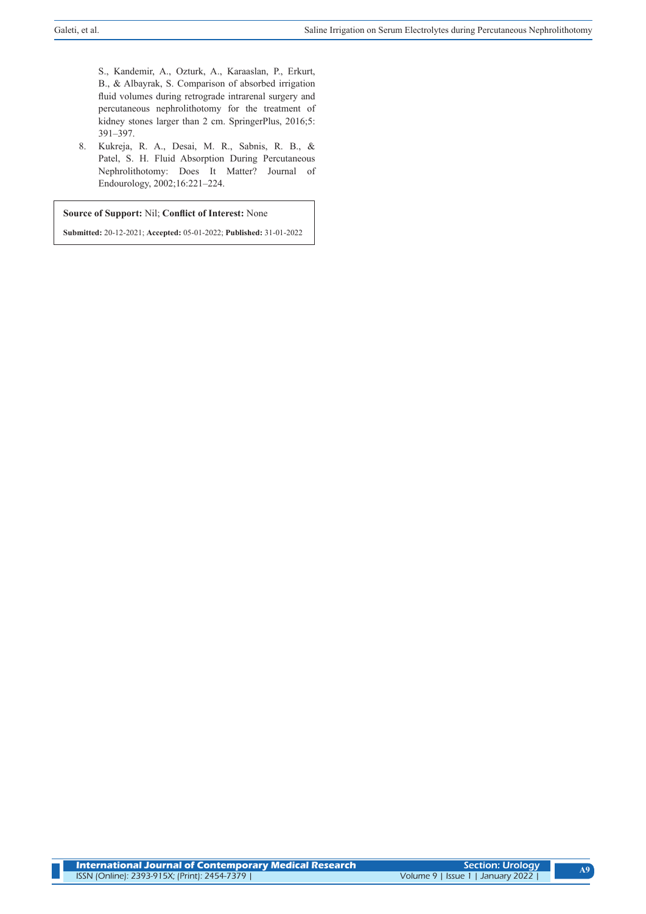S., Kandemir, A., Ozturk, A., Karaaslan, P., Erkurt, B., & Albayrak, S. Comparison of absorbed irrigation fluid volumes during retrograde intrarenal surgery and percutaneous nephrolithotomy for the treatment of kidney stones larger than 2 cm. SpringerPlus, 2016;5: 391–397.

8. Kukreja, R. A., Desai, M. R., Sabnis, R. B., & Patel, S. H. Fluid Absorption During Percutaneous Nephrolithotomy: Does It Matter? Journal of Endourology, 2002;16:221–224.

**Source of Support:** Nil; **Conflict of Interest:** None

**Submitted:** 20-12-2021; **Accepted:** 05-01-2022; **Published:** 31-01-2022